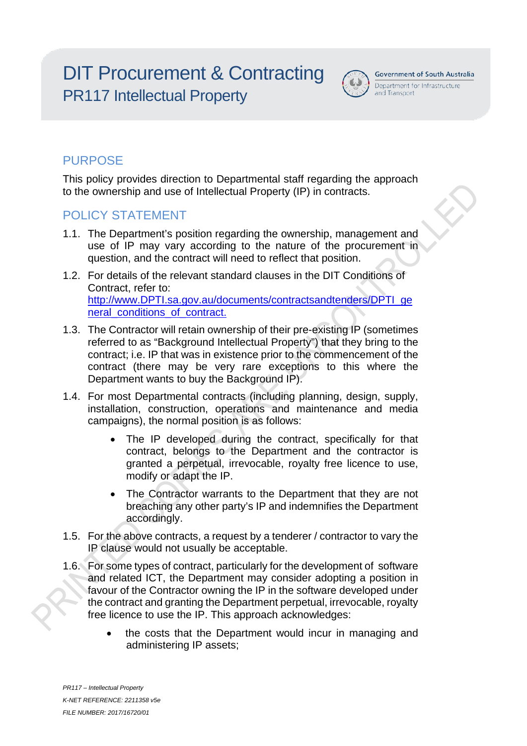# DIT Procurement & Contracting

## PR117 Intellectual Property

Government of South Australia
Department for Infrastructure and Transport

## PURPOSE

This policy provides direction to Departmental staff regarding the approach to the ownership and use of Intellectual Property (IP) in contracts.

## POLICY STATEMENT

1.1. The Department's position regarding the ownership, management and use of IP may vary according to the nature of the procurement in question, and the contract will need to reflect that position.

1.2. For details of the relevant standard clauses in the DIT Conditions of Contract, refer to: [http://www.DPTI.sa.gov.au/documents/contractsandtenders/DPTI_general_conditions_of_contract.](http://www.DPTI.sa.gov.au/documents/contractsandtenders/DPTI_general_conditions_of_contract)

1.3. The Contractor will retain ownership of their pre-existing IP (sometimes referred to as "Background Intellectual Property") that they bring to the contract; i.e. IP that was in existence prior to the commencement of the contract (there may be very rare exceptions to this where the Department wants to buy the Background IP).

1.4. For most Departmental contracts (including planning, design, supply, installation, construction, operations and maintenance and media campaigns), the normal position is as follows:

- The IP developed during the contract, specifically for that contract, belongs to the Department and the contractor is granted a perpetual, irrevocable, royalty free licence to use, modify or adapt the IP.
- The Contractor warrants to the Department that they are not breaching any other party's IP and indemnifies the Department accordingly.

1.5. For the above contracts, a request by a tenderer / contractor to vary the IP clause would not usually be acceptable.

1.6. For some types of contract, particularly for the development of software and related ICT, the Department may consider adopting a position in favour of the Contractor owning the IP in the software developed under the contract and granting the Department perpetual, irrevocable, royalty free licence to use the IP. This approach acknowledges:

- the costs that the Department would incur in managing and administering IP assets;

*PR117 – Intellectual Property*
*K-NET REFERENCE: 2211358 v5e*
*FILE NUMBER: 2017/16720/01*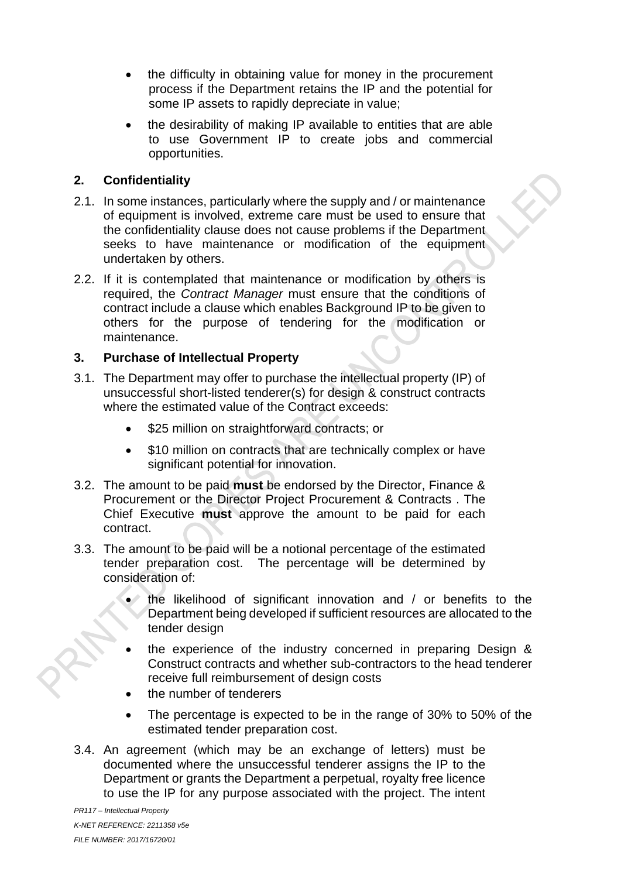- the difficulty in obtaining value for money in the procurement process if the Department retains the IP and the potential for some IP assets to rapidly depreciate in value;

- the desirability of making IP available to entities that are able to use Government IP to create jobs and commercial opportunities.

## 2. Confidentiality

2.1. In some instances, particularly where the supply and / or maintenance of equipment is involved, extreme care must be used to ensure that the confidentiality clause does not cause problems if the Department seeks to have maintenance or modification of the equipment undertaken by others.

2.2. If it is contemplated that maintenance or modification by others is required, the *Contract Manager* must ensure that the conditions of contract include a clause which enables Background IP to be given to others for the purpose of tendering for the modification or maintenance.

## 3. Purchase of Intellectual Property

3.1. The Department may offer to purchase the intellectual property (IP) of unsuccessful short-listed tenderer(s) for design & construct contracts where the estimated value of the Contract exceeds:

- $25 million on straightforward contracts; or

- $10 million on contracts that are technically complex or have significant potential for innovation.

3.2. The amount to be paid **must** be endorsed by the Director, Finance & Procurement or the Director Project Procurement & Contracts . The Chief Executive **must** approve the amount to be paid for each contract.

3.3. The amount to be paid will be a notional percentage of the estimated tender preparation cost. The percentage will be determined by consideration of:

- the likelihood of significant innovation and / or benefits to the Department being developed if sufficient resources are allocated to the tender design

- the experience of the industry concerned in preparing Design & Construct contracts and whether sub-contractors to the head tenderer receive full reimbursement of design costs
- the number of tenderers

- The percentage is expected to be in the range of 30% to 50% of the estimated tender preparation cost.

3.4. An agreement (which may be an exchange of letters) must be documented where the unsuccessful tenderer assigns the IP to the Department or grants the Department a perpetual, royalty free licence to use the IP for any purpose associated with the project. The intent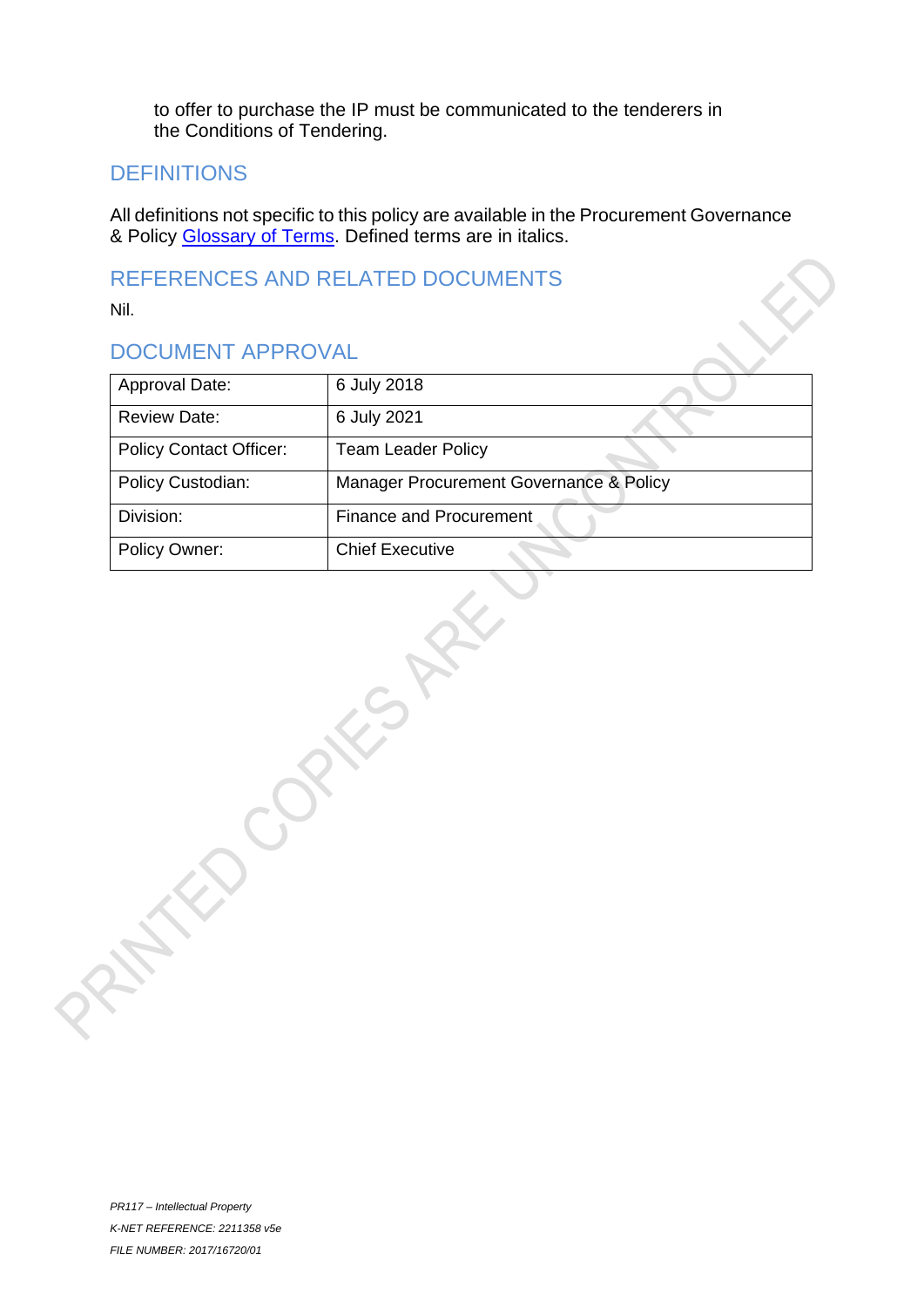to offer to purchase the IP must be communicated to the tenderers in the Conditions of Tendering.

## DEFINITIONS

All definitions not specific to this policy are available in the Procurement Governance & Policy Glossary of Terms. Defined terms are in italics.

## REFERENCES AND RELATED DOCUMENTS

Nil.

## DOCUMENT APPROVAL

| | |
|---|---|
| Approval Date: | 6 July 2018 |
| Review Date: | 6 July 2021 |
| Policy Contact Officer: | Team Leader Policy |
| Policy Custodian: | Manager Procurement Governance & Policy |
| Division: | Finance and Procurement |
| Policy Owner: | Chief Executive |

*PR117 – Intellectual Property*

*K-NET REFERENCE: 2211358 v5e*

*FILE NUMBER: 2017/16720/01*